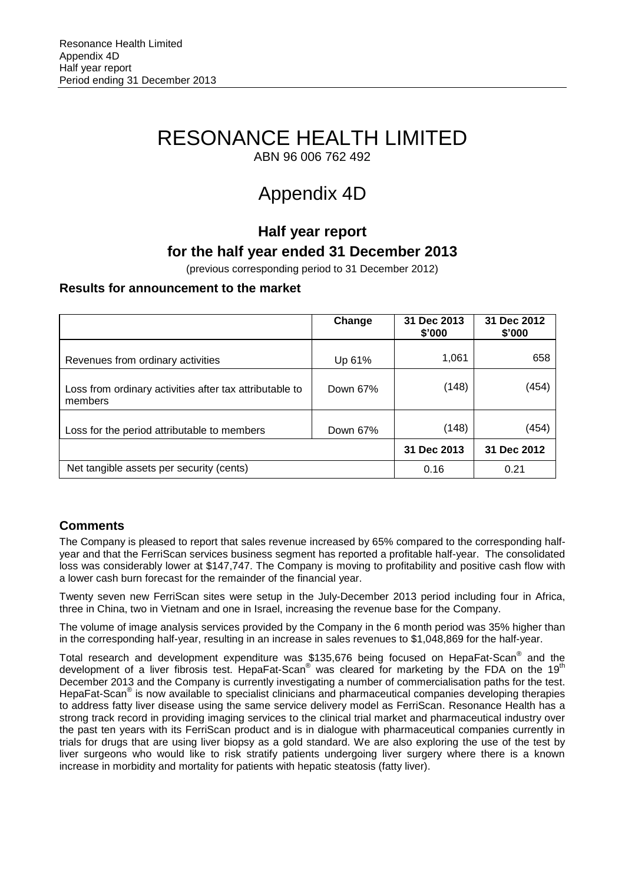# RESONANCE HEALTH LIMITED

ABN 96 006 762 492

# Appendix 4D

## Half year report

## for the half year ended 31 December 2013

(previous corresponding period to 31 December 2012)

### Results for announcement to the market

| | Change | 31 Dec 2013 $'000 | 31 Dec 2012 $'000 |
|---|---|---|---|
| Revenues from ordinary activities | Up 61% | 1,061 | 658 |
| Loss from ordinary activities after tax attributable to members | Down 67% | (148) | (454) |
| Loss for the period attributable to members | Down 67% | (148) | (454) |
| | | **31 Dec 2013** | **31 Dec 2012** |
| Net tangible assets per security (cents) | | 0.16 | 0.21 |

### Comments

The Company is pleased to report that sales revenue increased by 65% compared to the corresponding half-year and that the FerriScan services business segment has reported a profitable half-year. The consolidated loss was considerably lower at $147,747. The Company is moving to profitability and positive cash flow with a lower cash burn forecast for the remainder of the financial year.

Twenty seven new FerriScan sites were setup in the July-December 2013 period including four in Africa, three in China, two in Vietnam and one in Israel, increasing the revenue base for the Company.

The volume of image analysis services provided by the Company in the 6 month period was 35% higher than in the corresponding half-year, resulting in an increase in sales revenues to $1,048,869 for the half-year.

Total research and development expenditure was $135,676 being focused on HepaFat-Scan® and the development of a liver fibrosis test. HepaFat-Scan® was cleared for marketing by the FDA on the 19th December 2013 and the Company is currently investigating a number of commercialisation paths for the test. HepaFat-Scan® is now available to specialist clinicians and pharmaceutical companies developing therapies to address fatty liver disease using the same service delivery model as FerriScan. Resonance Health has a strong track record in providing imaging services to the clinical trial market and pharmaceutical industry over the past ten years with its FerriScan product and is in dialogue with pharmaceutical companies currently in trials for drugs that are using liver biopsy as a gold standard. We are also exploring the use of the test by liver surgeons who would like to risk stratify patients undergoing liver surgery where there is a known increase in morbidity and mortality for patients with hepatic steatosis (fatty liver).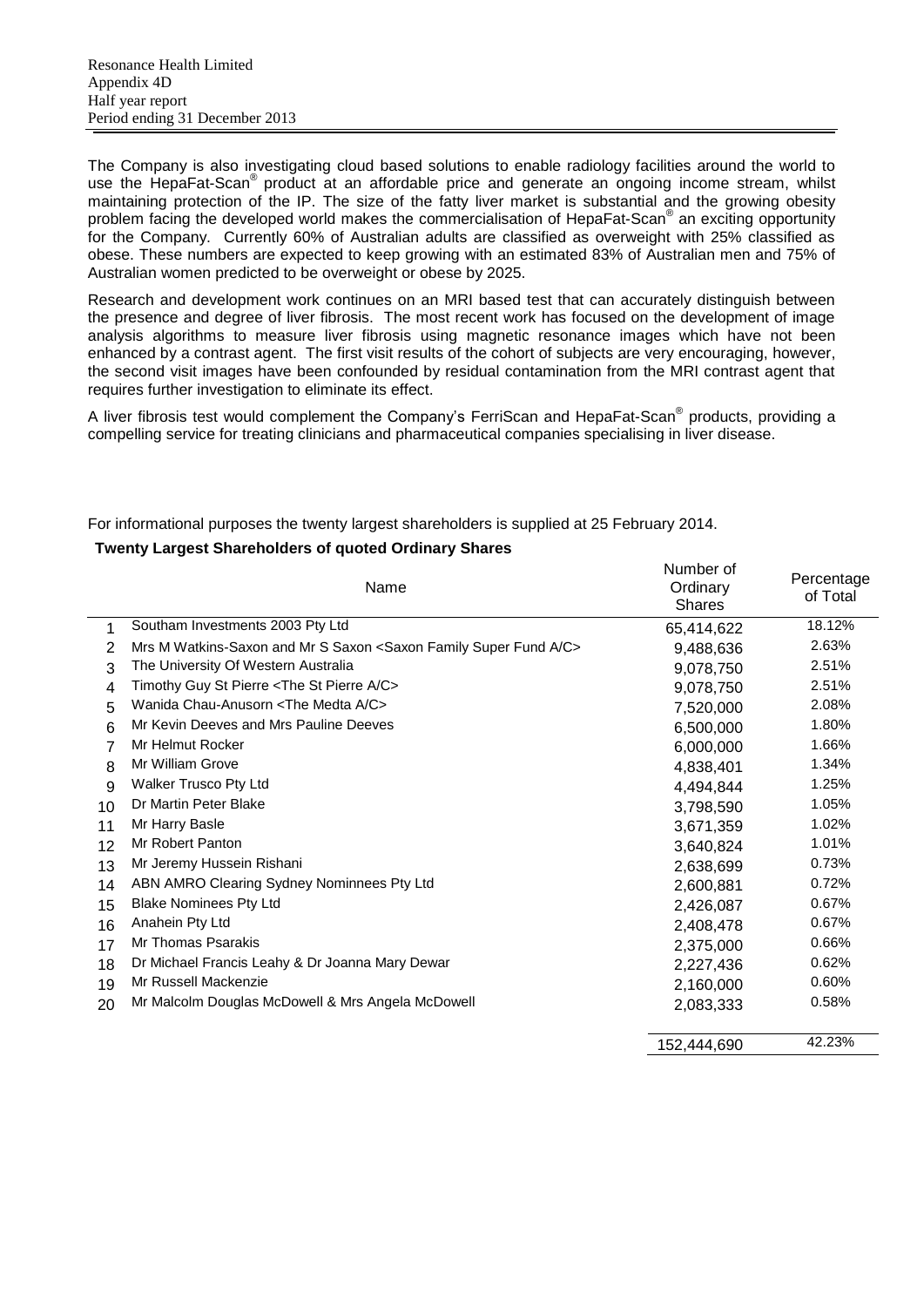The Company is also investigating cloud based solutions to enable radiology facilities around the world to use the HepaFat-Scan® product at an affordable price and generate an ongoing income stream, whilst maintaining protection of the IP. The size of the fatty liver market is substantial and the growing obesity problem facing the developed world makes the commercialisation of HepaFat-Scan® an exciting opportunity for the Company. Currently 60% of Australian adults are classified as overweight with 25% classified as obese. These numbers are expected to keep growing with an estimated 83% of Australian men and 75% of Australian women predicted to be overweight or obese by 2025.

Research and development work continues on an MRI based test that can accurately distinguish between the presence and degree of liver fibrosis. The most recent work has focused on the development of image analysis algorithms to measure liver fibrosis using magnetic resonance images which have not been enhanced by a contrast agent. The first visit results of the cohort of subjects are very encouraging, however, the second visit images have been confounded by residual contamination from the MRI contrast agent that requires further investigation to eliminate its effect.

A liver fibrosis test would complement the Company's FerriScan and HepaFat-Scan® products, providing a compelling service for treating clinicians and pharmaceutical companies specialising in liver disease.

For informational purposes the twenty largest shareholders is supplied at 25 February 2014.

**Twenty Largest Shareholders of quoted Ordinary Shares**

| | Name | Number of Ordinary Shares | Percentage of Total |
|---|---|---|---|
| 1 | Southam Investments 2003 Pty Ltd | 65,414,622 | 18.12% |
| 2 | Mrs M Watkins-Saxon and Mr S Saxon <Saxon Family Super Fund A/C> | 9,488,636 | 2.63% |
| 3 | The University Of Western Australia | 9,078,750 | 2.51% |
| 4 | Timothy Guy St Pierre <The St Pierre A/C> | 9,078,750 | 2.51% |
| 5 | Wanida Chau-Anusorn <The Medta A/C> | 7,520,000 | 2.08% |
| 6 | Mr Kevin Deeves and Mrs Pauline Deeves | 6,500,000 | 1.80% |
| 7 | Mr Helmut Rocker | 6,000,000 | 1.66% |
| 8 | Mr William Grove | 4,838,401 | 1.34% |
| 9 | Walker Trusco Pty Ltd | 4,494,844 | 1.25% |
| 10 | Dr Martin Peter Blake | 3,798,590 | 1.05% |
| 11 | Mr Harry Basle | 3,671,359 | 1.02% |
| 12 | Mr Robert Panton | 3,640,824 | 1.01% |
| 13 | Mr Jeremy Hussein Rishani | 2,638,699 | 0.73% |
| 14 | ABN AMRO Clearing Sydney Nominnees Pty Ltd | 2,600,881 | 0.72% |
| 15 | Blake Nominees Pty Ltd | 2,426,087 | 0.67% |
| 16 | Anahein Pty Ltd | 2,408,478 | 0.67% |
| 17 | Mr Thomas Psarakis | 2,375,000 | 0.66% |
| 18 | Dr Michael Francis Leahy & Dr Joanna Mary Dewar | 2,227,436 | 0.62% |
| 19 | Mr Russell Mackenzie | 2,160,000 | 0.60% |
| 20 | Mr Malcolm Douglas McDowell & Mrs Angela McDowell | 2,083,333 | 0.58% |
| | | 152,444,690 | 42.23% |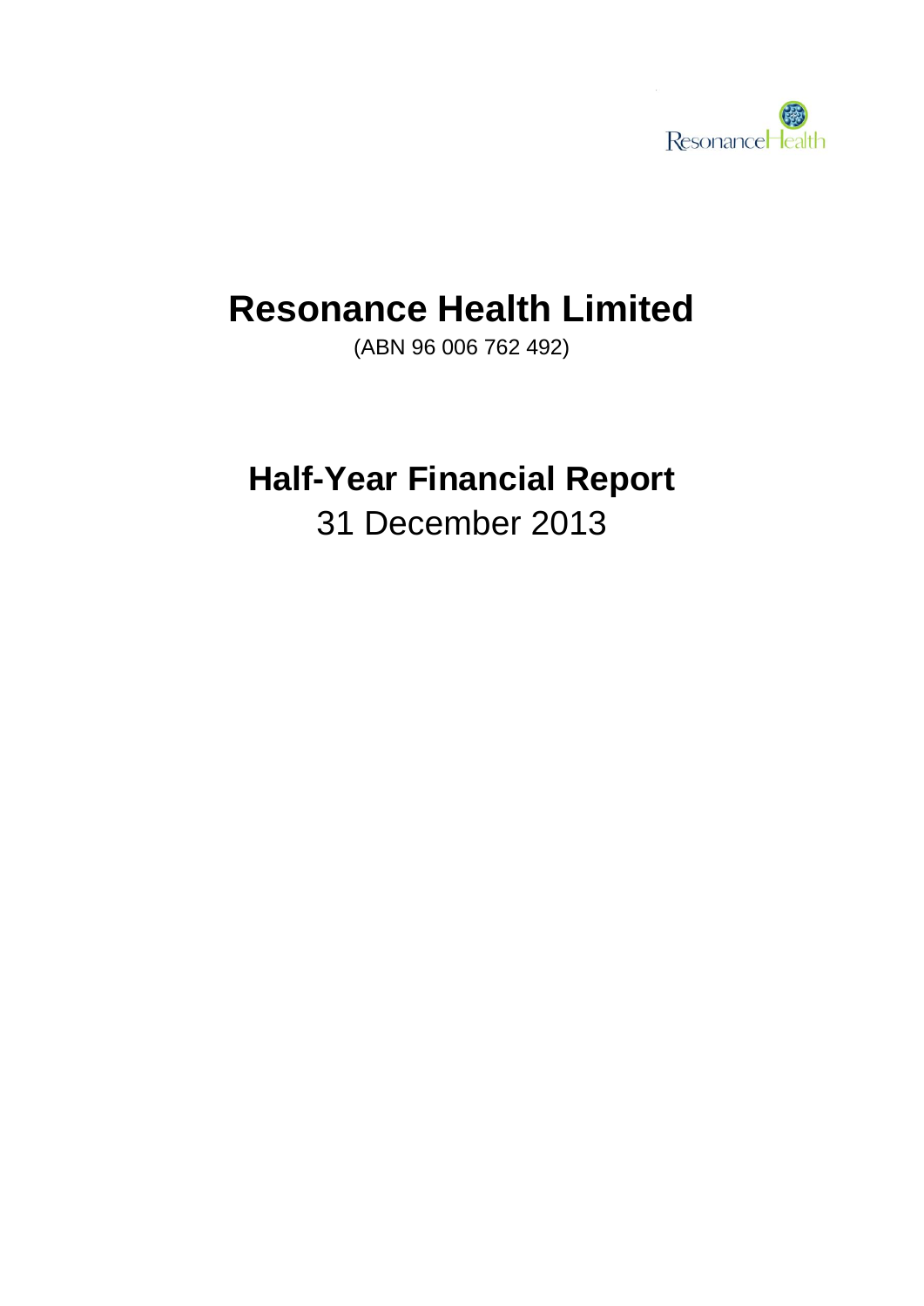ResonanceHealth

# Resonance Health Limited

(ABN 96 006 762 492)

# Half-Year Financial Report

31 December 2013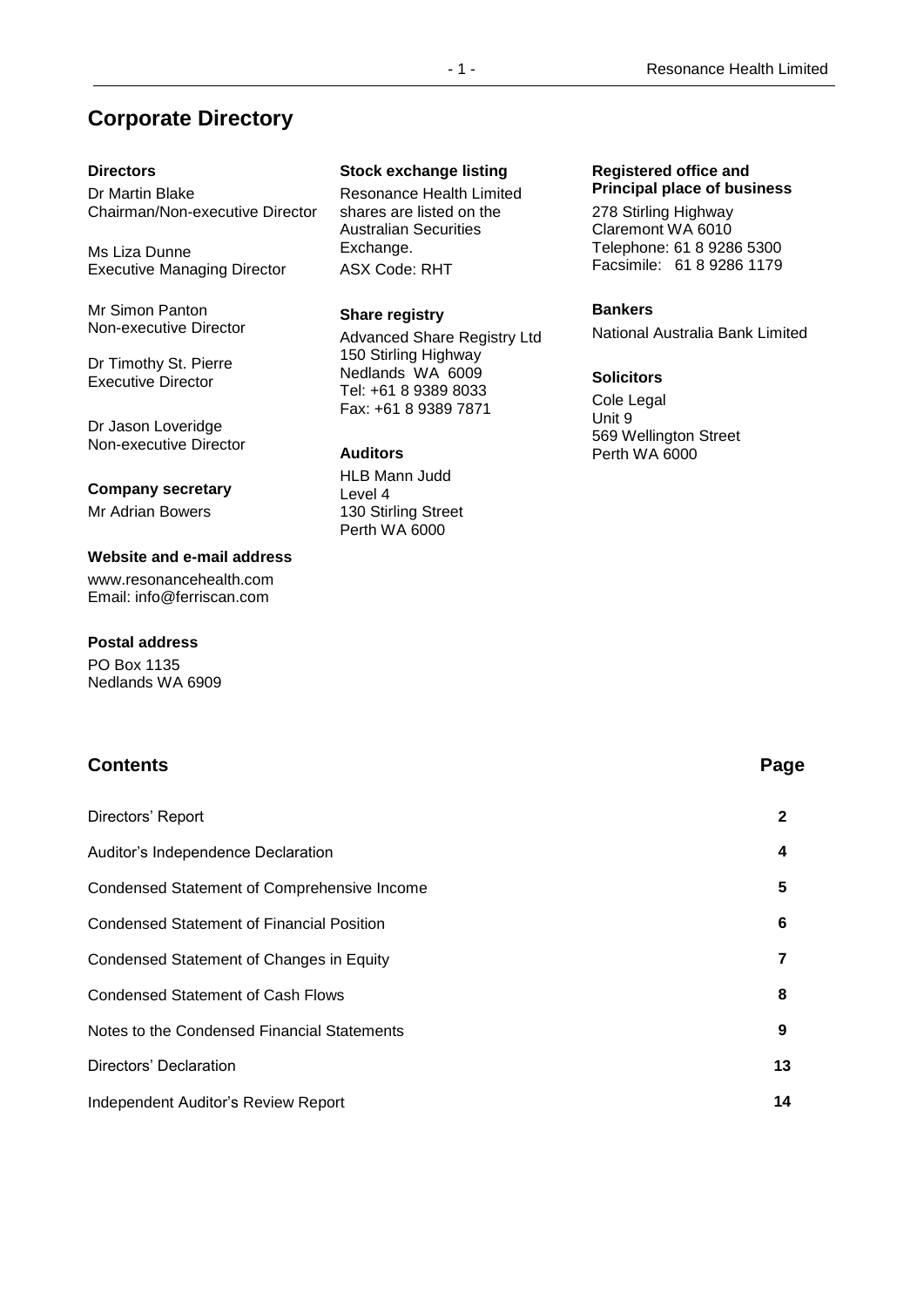# Corporate Directory

**Directors**

Dr Martin Blake
Chairman/Non-executive Director

Ms Liza Dunne
Executive Managing Director

Mr Simon Panton
Non-executive Director

Dr Timothy St. Pierre
Executive Director

Dr Jason Loveridge
Non-executive Director

**Company secretary**

Mr Adrian Bowers

**Website and e-mail address**

www.resonancehealth.com
Email: info@ferriscan.com

**Postal address**

PO Box 1135
Nedlands WA 6909

**Stock exchange listing**

Resonance Health Limited shares are listed on the Australian Securities Exchange.
ASX Code: RHT

**Share registry**

Advanced Share Registry Ltd
150 Stirling Highway
Nedlands WA 6009
Tel: +61 8 9389 8033
Fax: +61 8 9389 7871

**Auditors**

HLB Mann Judd
Level 4
130 Stirling Street
Perth WA 6000

**Registered office and Principal place of business**

278 Stirling Highway
Claremont WA 6010
Telephone: 61 8 9286 5300
Facsimile: 61 8 9286 1179

**Bankers**

National Australia Bank Limited

**Solicitors**

Cole Legal
Unit 9
569 Wellington Street
Perth WA 6000

## Contents

| | Page |
|---|---|
| Directors' Report | 2 |
| Auditor's Independence Declaration | 4 |
| Condensed Statement of Comprehensive Income | 5 |
| Condensed Statement of Financial Position | 6 |
| Condensed Statement of Changes in Equity | 7 |
| Condensed Statement of Cash Flows | 8 |
| Notes to the Condensed Financial Statements | 9 |
| Directors' Declaration | 13 |
| Independent Auditor's Review Report | 14 |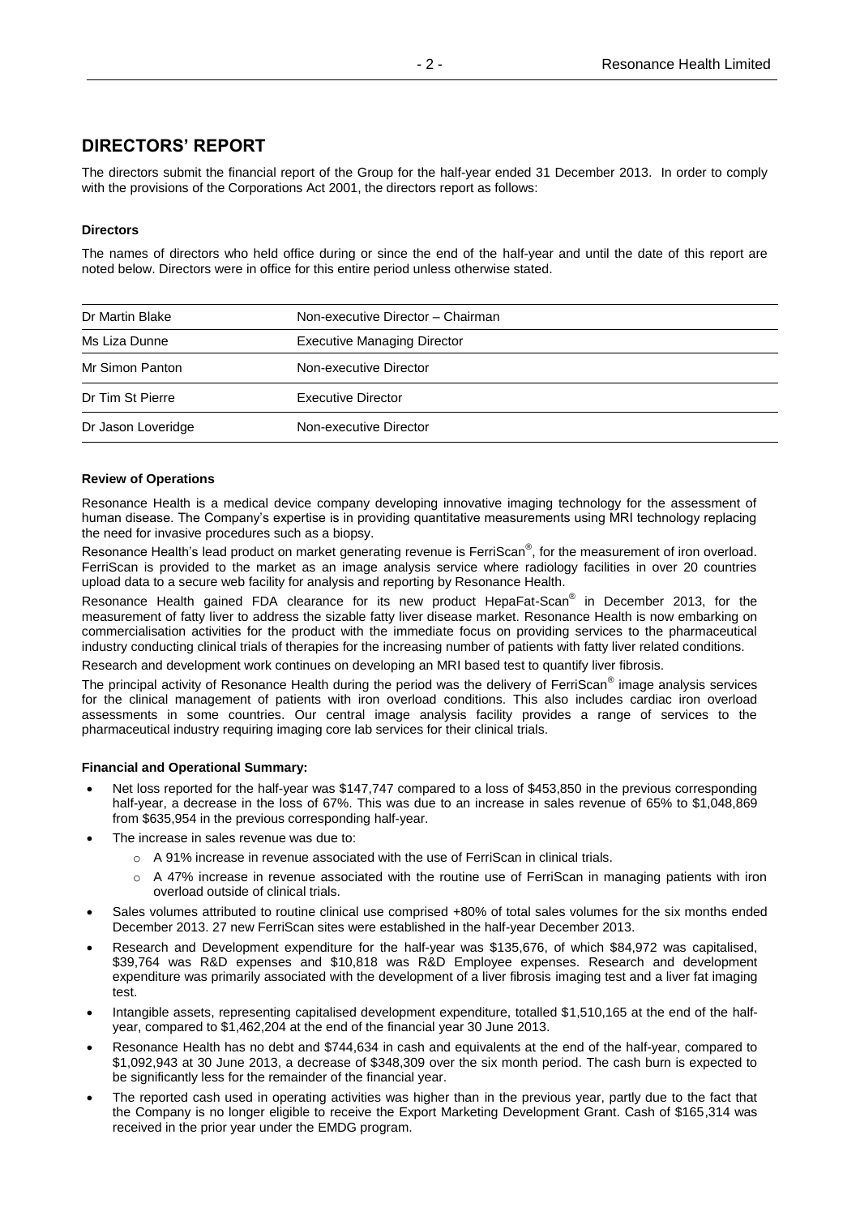## DIRECTORS' REPORT

The directors submit the financial report of the Group for the half-year ended 31 December 2013. In order to comply with the provisions of the Corporations Act 2001, the directors report as follows:

**Directors**

The names of directors who held office during or since the end of the half-year and until the date of this report are noted below. Directors were in office for this entire period unless otherwise stated.

| | |
|---|---|
| Dr Martin Blake | Non-executive Director – Chairman |
| Ms Liza Dunne | Executive Managing Director |
| Mr Simon Panton | Non-executive Director |
| Dr Tim St Pierre | Executive Director |
| Dr Jason Loveridge | Non-executive Director |

**Review of Operations**

Resonance Health is a medical device company developing innovative imaging technology for the assessment of human disease. The Company's expertise is in providing quantitative measurements using MRI technology replacing the need for invasive procedures such as a biopsy.

Resonance Health's lead product on market generating revenue is FerriScan®, for the measurement of iron overload. FerriScan is provided to the market as an image analysis service where radiology facilities in over 20 countries upload data to a secure web facility for analysis and reporting by Resonance Health.

Resonance Health gained FDA clearance for its new product HepaFat-Scan® in December 2013, for the measurement of fatty liver to address the sizable fatty liver disease market. Resonance Health is now embarking on commercialisation activities for the product with the immediate focus on providing services to the pharmaceutical industry conducting clinical trials of therapies for the increasing number of patients with fatty liver related conditions.

Research and development work continues on developing an MRI based test to quantify liver fibrosis.

The principal activity of Resonance Health during the period was the delivery of FerriScan® image analysis services for the clinical management of patients with iron overload conditions. This also includes cardiac iron overload assessments in some countries. Our central image analysis facility provides a range of services to the pharmaceutical industry requiring imaging core lab services for their clinical trials.

**Financial and Operational Summary:**

- Net loss reported for the half-year was $147,747 compared to a loss of $453,850 in the previous corresponding half-year, a decrease in the loss of 67%. This was due to an increase in sales revenue of 65% to $1,048,869 from $635,954 in the previous corresponding half-year.
- The increase in sales revenue was due to:
  - A 91% increase in revenue associated with the use of FerriScan in clinical trials.
  - A 47% increase in revenue associated with the routine use of FerriScan in managing patients with iron overload outside of clinical trials.
- Sales volumes attributed to routine clinical use comprised +80% of total sales volumes for the six months ended December 2013. 27 new FerriScan sites were established in the half-year December 2013.
- Research and Development expenditure for the half-year was $135,676, of which $84,972 was capitalised, $39,764 was R&D expenses and $10,818 was R&D Employee expenses. Research and development expenditure was primarily associated with the development of a liver fibrosis imaging test and a liver fat imaging test.
- Intangible assets, representing capitalised development expenditure, totalled $1,510,165 at the end of the half-year, compared to $1,462,204 at the end of the financial year 30 June 2013.
- Resonance Health has no debt and $744,634 in cash and equivalents at the end of the half-year, compared to $1,092,943 at 30 June 2013, a decrease of $348,309 over the six month period. The cash burn is expected to be significantly less for the remainder of the financial year.
- The reported cash used in operating activities was higher than in the previous year, partly due to the fact that the Company is no longer eligible to receive the Export Marketing Development Grant. Cash of $165,314 was received in the prior year under the EMDG program.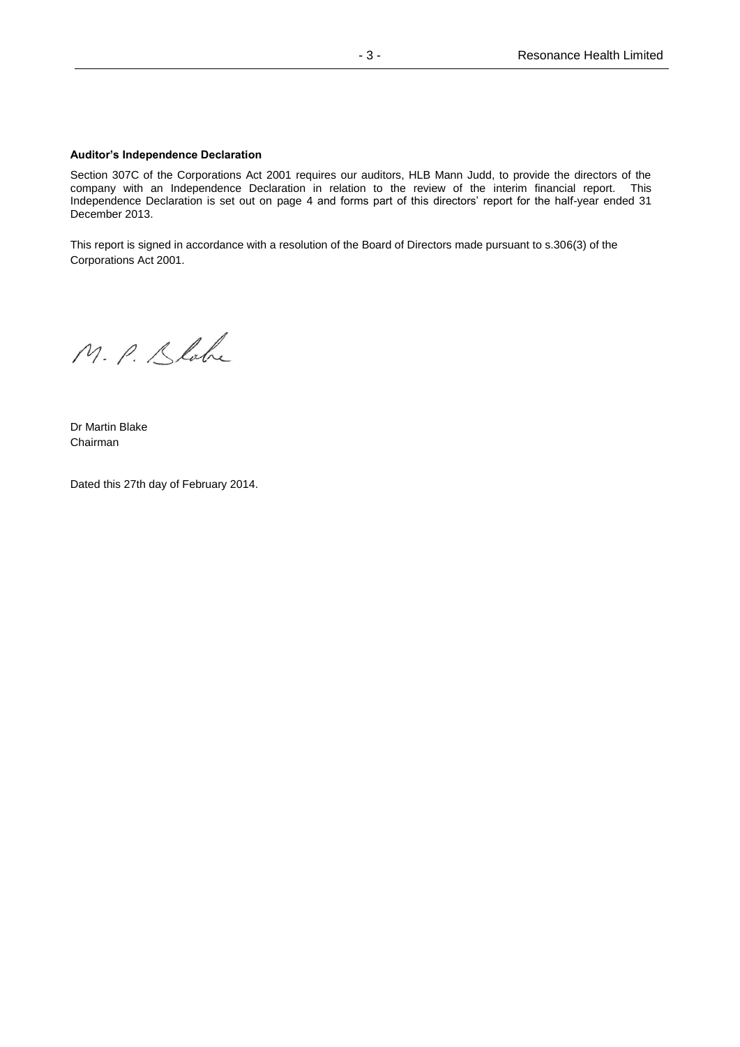**Auditor's Independence Declaration**

Section 307C of the Corporations Act 2001 requires our auditors, HLB Mann Judd, to provide the directors of the company with an Independence Declaration in relation to the review of the interim financial report. This Independence Declaration is set out on page 4 and forms part of this directors' report for the half-year ended 31 December 2013.

This report is signed in accordance with a resolution of the Board of Directors made pursuant to s.306(3) of the Corporations Act 2001.

M. P. Blake

Dr Martin Blake
Chairman

Dated this 27th day of February 2014.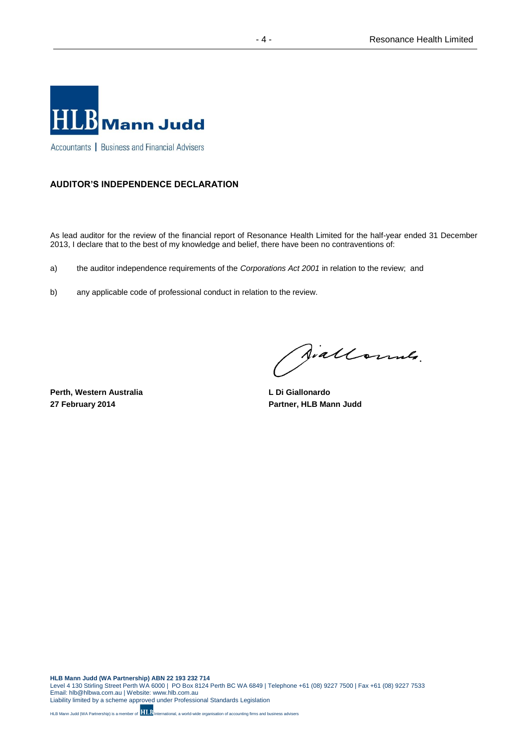**HLB Mann Judd**

Accountants | Business and Financial Advisers

## AUDITOR'S INDEPENDENCE DECLARATION

As lead auditor for the review of the financial report of Resonance Health Limited for the half-year ended 31 December 2013, I declare that to the best of my knowledge and belief, there have been no contraventions of:

a) the auditor independence requirements of the *Corporations Act 2001* in relation to the review; and

b) any applicable code of professional conduct in relation to the review.

**Perth, Western Australia**
**27 February 2014**

**L Di Giallonardo**
**Partner, HLB Mann Judd**

**HLB Mann Judd (WA Partnership) ABN 22 193 232 714**
Level 4 130 Stirling Street Perth WA 6000 | PO Box 8124 Perth BC WA 6849 | Telephone +61 (08) 9227 7500 | Fax +61 (08) 9227 7533
Email: hlb@hlbwa.com.au | Website: www.hlb.com.au
Liability limited by a scheme approved under Professional Standards Legislation

HLB Mann Judd (WA Partnership) is a member of HLB International, a world-wide organisation of accounting firms and business advisers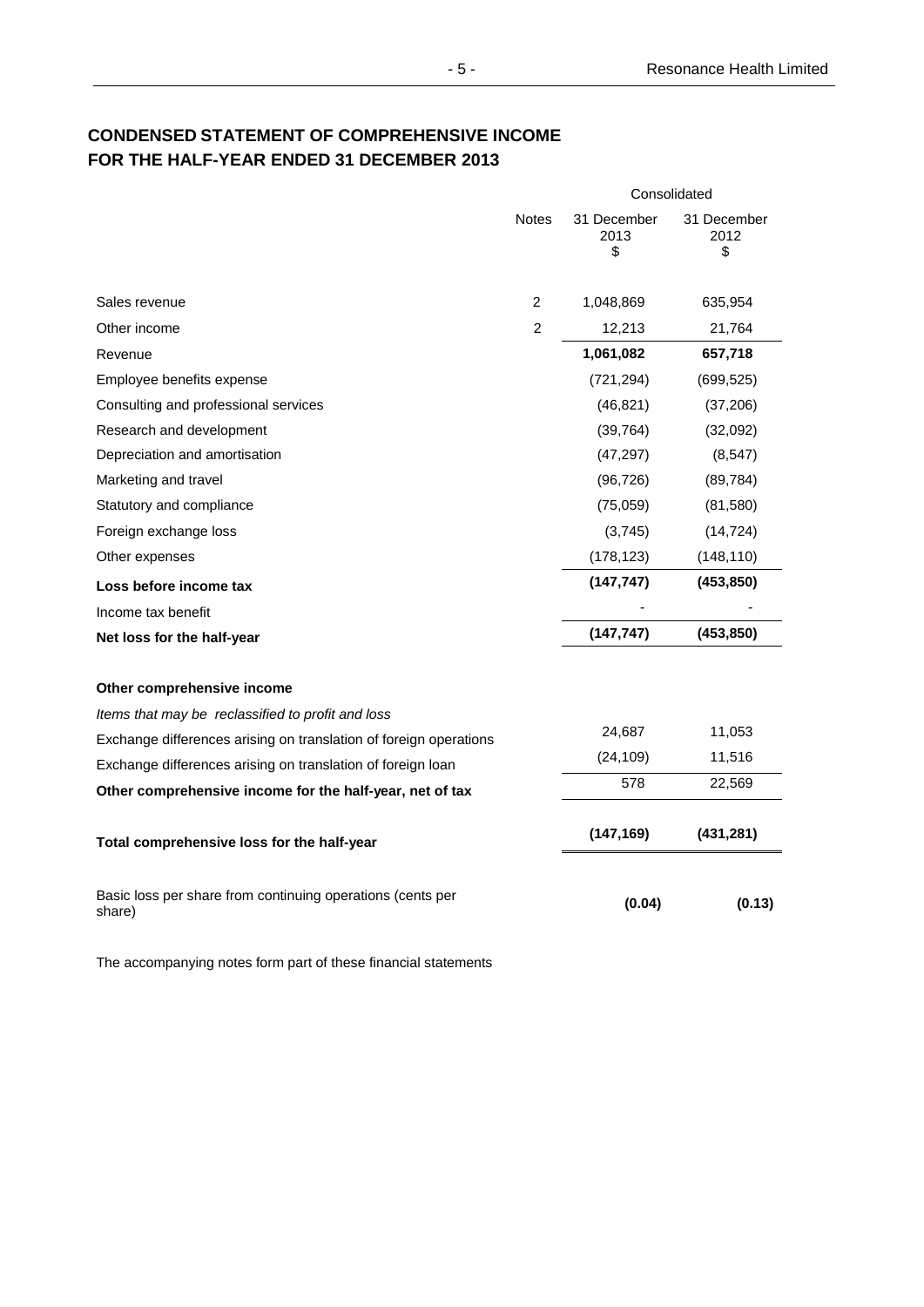# CONDENSED STATEMENT OF COMPREHENSIVE INCOME FOR THE HALF-YEAR ENDED 31 DECEMBER 2013

| | Notes | Consolidated | |
|---|---|---|---|
| | | 31 December 2013 $ | 31 December 2012 $ |
| Sales revenue | 2 | 1,048,869 | 635,954 |
| Other income | 2 | 12,213 | 21,764 |
| Revenue | | **1,061,082** | **657,718** |
| Employee benefits expense | | (721,294) | (699,525) |
| Consulting and professional services | | (46,821) | (37,206) |
| Research and development | | (39,764) | (32,092) |
| Depreciation and amortisation | | (47,297) | (8,547) |
| Marketing and travel | | (96,726) | (89,784) |
| Statutory and compliance | | (75,059) | (81,580) |
| Foreign exchange loss | | (3,745) | (14,724) |
| Other expenses | | (178,123) | (148,110) |
| **Loss before income tax** | | **(147,747)** | **(453,850)** |
| Income tax benefit | | - | - |
| **Net loss for the half-year** | | **(147,747)** | **(453,850)** |
| | | | |
| **Other comprehensive income** | | | |
| *Items that may be reclassified to profit and loss* | | | |
| Exchange differences arising on translation of foreign operations | | 24,687 | 11,053 |
| Exchange differences arising on translation of foreign loan | | (24,109) | 11,516 |
| **Other comprehensive income for the half-year, net of tax** | | 578 | 22,569 |
| | | | |
| **Total comprehensive loss for the half-year** | | **(147,169)** | **(431,281)** |
| | | | |
| Basic loss per share from continuing operations (cents per share) | | **(0.04)** | **(0.13)** |

The accompanying notes form part of these financial statements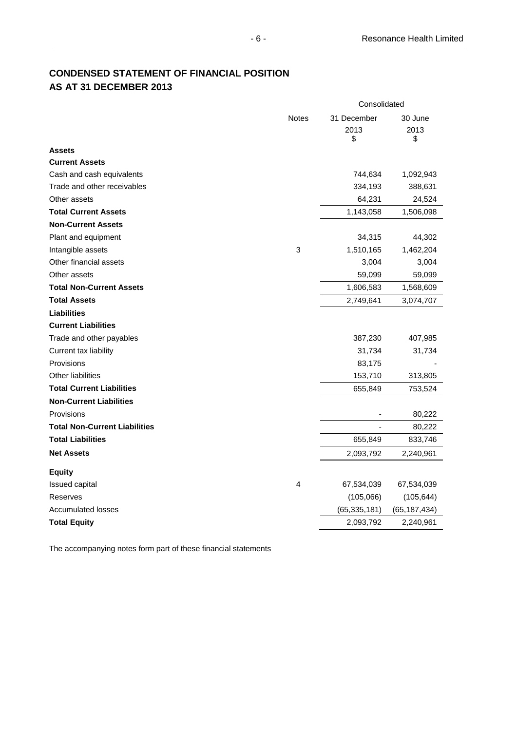## CONDENSED STATEMENT OF FINANCIAL POSITION
## AS AT 31 DECEMBER 2013

| | Notes | Consolidated | |
|---|---|---|---|
| | | 31 December 2013 $ | 30 June 2013 $ |
| **Assets** | | | |
| **Current Assets** | | | |
| Cash and cash equivalents | | 744,634 | 1,092,943 |
| Trade and other receivables | | 334,193 | 388,631 |
| Other assets | | 64,231 | 24,524 |
| **Total Current Assets** | | 1,143,058 | 1,506,098 |
| **Non-Current Assets** | | | |
| Plant and equipment | | 34,315 | 44,302 |
| Intangible assets | 3 | 1,510,165 | 1,462,204 |
| Other financial assets | | 3,004 | 3,004 |
| Other assets | | 59,099 | 59,099 |
| **Total Non-Current Assets** | | 1,606,583 | 1,568,609 |
| **Total Assets** | | 2,749,641 | 3,074,707 |
| **Liabilities** | | | |
| **Current Liabilities** | | | |
| Trade and other payables | | 387,230 | 407,985 |
| Current tax liability | | 31,734 | 31,734 |
| Provisions | | 83,175 | - |
| Other liabilities | | 153,710 | 313,805 |
| **Total Current Liabilities** | | 655,849 | 753,524 |
| **Non-Current Liabilities** | | | |
| Provisions | | - | 80,222 |
| **Total Non-Current Liabilities** | | - | 80,222 |
| **Total Liabilities** | | 655,849 | 833,746 |
| **Net Assets** | | 2,093,792 | 2,240,961 |
| **Equity** | | | |
| Issued capital | 4 | 67,534,039 | 67,534,039 |
| Reserves | | (105,066) | (105,644) |
| Accumulated losses | | (65,335,181) | (65,187,434) |
| **Total Equity** | | 2,093,792 | 2,240,961 |

The accompanying notes form part of these financial statements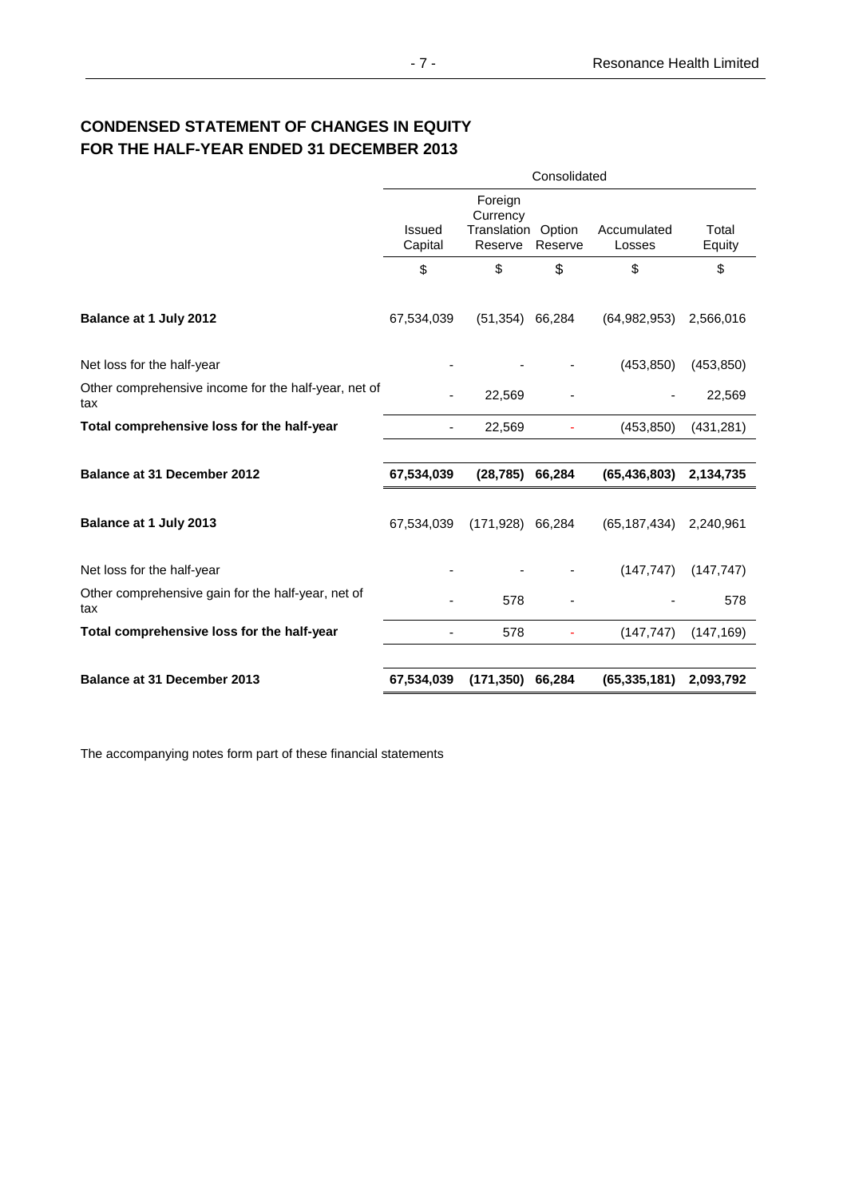## CONDENSED STATEMENT OF CHANGES IN EQUITY
## FOR THE HALF-YEAR ENDED 31 DECEMBER 2013

| | Consolidated | | | | |
|---|---|---|---|---|---|
| | Issued Capital | Foreign Currency Translation Reserve | Option Reserve | Accumulated Losses | Total Equity |
| | $ | $ | $ | $ | $ |
| **Balance at 1 July 2012** | 67,534,039 | (51,354) | 66,284 | (64,982,953) | 2,566,016 |
| Net loss for the half-year | - | - | - | (453,850) | (453,850) |
| Other comprehensive income for the half-year, net of tax | - | 22,569 | - | - | 22,569 |
| **Total comprehensive loss for the half-year** | - | 22,569 | - | (453,850) | (431,281) |
| **Balance at 31 December 2012** | **67,534,039** | **(28,785)** | **66,284** | **(65,436,803)** | **2,134,735** |
| **Balance at 1 July 2013** | 67,534,039 | (171,928) | 66,284 | (65,187,434) | 2,240,961 |
| Net loss for the half-year | - | - | - | (147,747) | (147,747) |
| Other comprehensive gain for the half-year, net of tax | - | 578 | - | - | 578 |
| **Total comprehensive loss for the half-year** | - | 578 | - | (147,747) | (147,169) |
| **Balance at 31 December 2013** | **67,534,039** | **(171,350)** | **66,284** | **(65,335,181)** | **2,093,792** |

The accompanying notes form part of these financial statements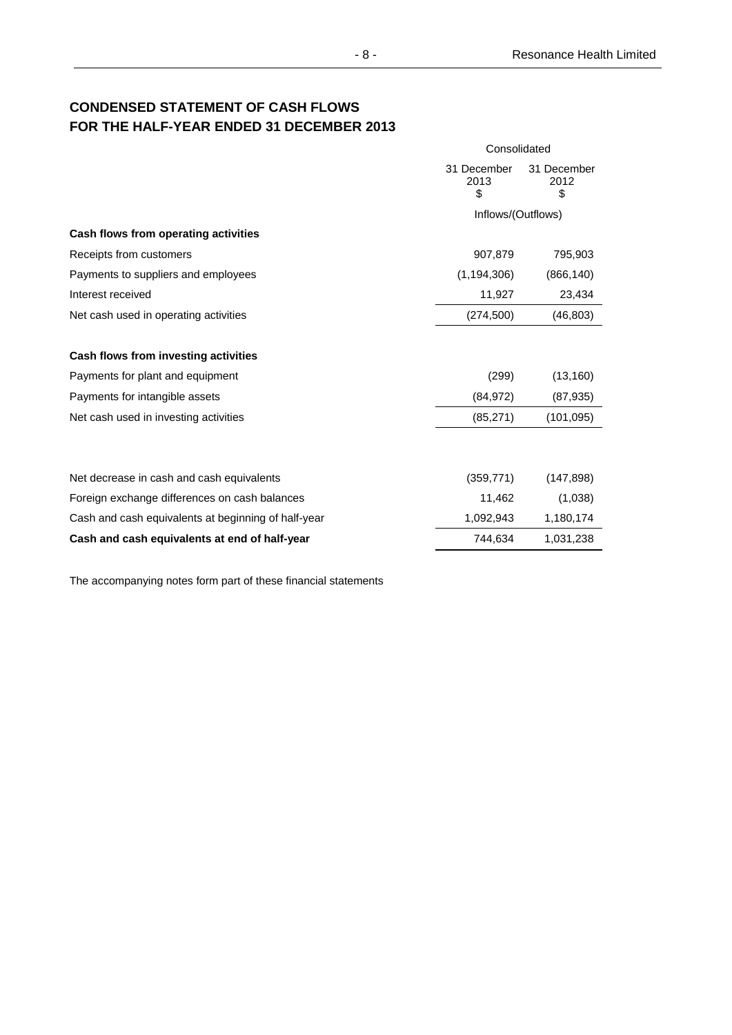## CONDENSED STATEMENT OF CASH FLOWS
## FOR THE HALF-YEAR ENDED 31 DECEMBER 2013

| | Consolidated | |
|---|---|---|
| | 31 December 2013 $ | 31 December 2012 $ |
| | Inflows/(Outflows) | |
| **Cash flows from operating activities** | | |
| Receipts from customers | 907,879 | 795,903 |
| Payments to suppliers and employees | (1,194,306) | (866,140) |
| Interest received | 11,927 | 23,434 |
| Net cash used in operating activities | (274,500) | (46,803) |
| | | |
| **Cash flows from investing activities** | | |
| Payments for plant and equipment | (299) | (13,160) |
| Payments for intangible assets | (84,972) | (87,935) |
| Net cash used in investing activities | (85,271) | (101,095) |
| | | |
| Net decrease in cash and cash equivalents | (359,771) | (147,898) |
| Foreign exchange differences on cash balances | 11,462 | (1,038) |
| Cash and cash equivalents at beginning of half-year | 1,092,943 | 1,180,174 |
| **Cash and cash equivalents at end of half-year** | 744,634 | 1,031,238 |

The accompanying notes form part of these financial statements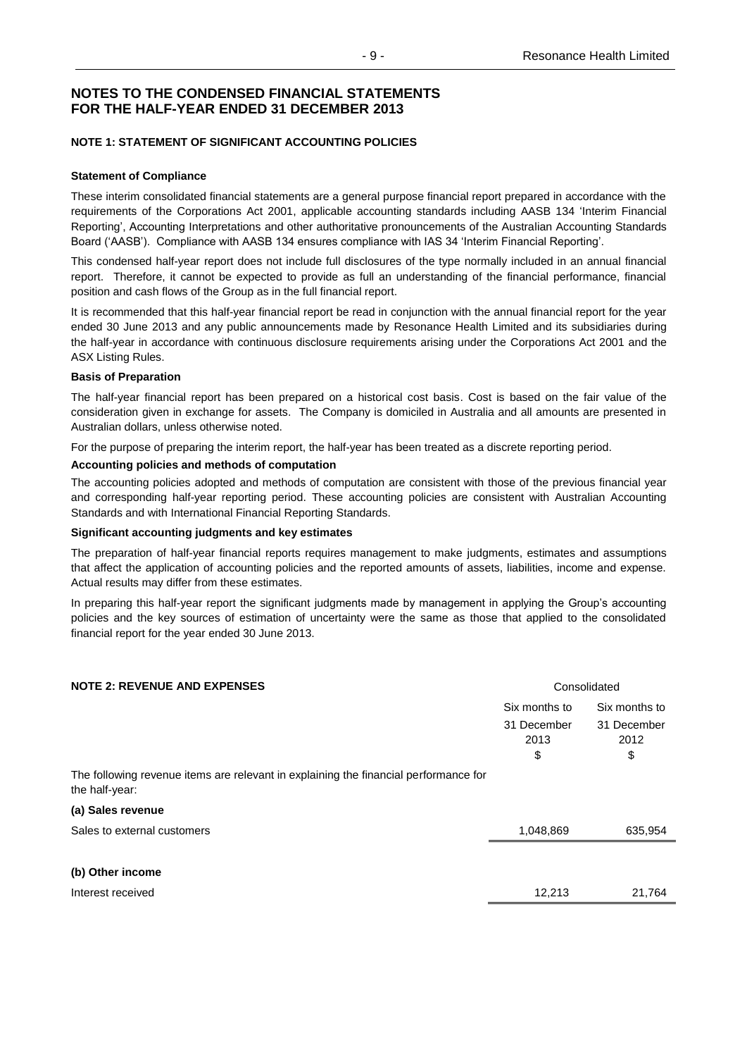# NOTES TO THE CONDENSED FINANCIAL STATEMENTS FOR THE HALF-YEAR ENDED 31 DECEMBER 2013

## NOTE 1: STATEMENT OF SIGNIFICANT ACCOUNTING POLICIES

### Statement of Compliance

These interim consolidated financial statements are a general purpose financial report prepared in accordance with the requirements of the Corporations Act 2001, applicable accounting standards including AASB 134 'Interim Financial Reporting', Accounting Interpretations and other authoritative pronouncements of the Australian Accounting Standards Board ('AASB'). Compliance with AASB 134 ensures compliance with IAS 34 'Interim Financial Reporting'.

This condensed half-year report does not include full disclosures of the type normally included in an annual financial report. Therefore, it cannot be expected to provide as full an understanding of the financial performance, financial position and cash flows of the Group as in the full financial report.

It is recommended that this half-year financial report be read in conjunction with the annual financial report for the year ended 30 June 2013 and any public announcements made by Resonance Health Limited and its subsidiaries during the half-year in accordance with continuous disclosure requirements arising under the Corporations Act 2001 and the ASX Listing Rules.

### Basis of Preparation

The half-year financial report has been prepared on a historical cost basis. Cost is based on the fair value of the consideration given in exchange for assets. The Company is domiciled in Australia and all amounts are presented in Australian dollars, unless otherwise noted.

For the purpose of preparing the interim report, the half-year has been treated as a discrete reporting period.

### Accounting policies and methods of computation

The accounting policies adopted and methods of computation are consistent with those of the previous financial year and corresponding half-year reporting period. These accounting policies are consistent with Australian Accounting Standards and with International Financial Reporting Standards.

### Significant accounting judgments and key estimates

The preparation of half-year financial reports requires management to make judgments, estimates and assumptions that affect the application of accounting policies and the reported amounts of assets, liabilities, income and expense. Actual results may differ from these estimates.

In preparing this half-year report the significant judgments made by management in applying the Group's accounting policies and the key sources of estimation of uncertainty were the same as those that applied to the consolidated financial report for the year ended 30 June 2013.

## NOTE 2: REVENUE AND EXPENSES

| | Consolidated | |
|---|---|---|
| | Six months to 31 December 2013 $ | Six months to 31 December 2012 $ |
| The following revenue items are relevant in explaining the financial performance for the half-year: | | |
| **(a) Sales revenue** | | |
| Sales to external customers | 1,048,869 | 635,954 |
| **(b) Other income** | | |
| Interest received | 12,213 | 21,764 |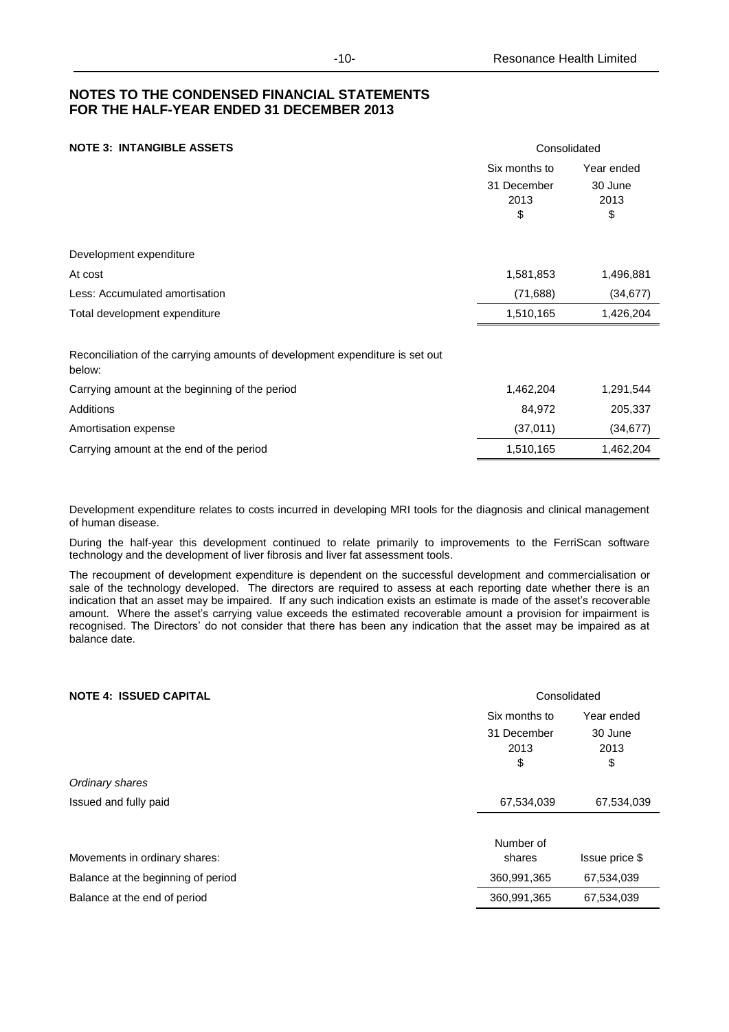## NOTES TO THE CONDENSED FINANCIAL STATEMENTS FOR THE HALF-YEAR ENDED 31 DECEMBER 2013

### NOTE 3: INTANGIBLE ASSETS

| | Consolidated | |
|---|---|---|
| | Six months to 31 December 2013 $ | Year ended 30 June 2013 $ |
| Development expenditure | | |
| At cost | 1,581,853 | 1,496,881 |
| Less: Accumulated amortisation | (71,688) | (34,677) |
| Total development expenditure | 1,510,165 | 1,426,204 |
| Reconciliation of the carrying amounts of development expenditure is set out below: | | |
| Carrying amount at the beginning of the period | 1,462,204 | 1,291,544 |
| Additions | 84,972 | 205,337 |
| Amortisation expense | (37,011) | (34,677) |
| Carrying amount at the end of the period | 1,510,165 | 1,462,204 |

Development expenditure relates to costs incurred in developing MRI tools for the diagnosis and clinical management of human disease.

During the half-year this development continued to relate primarily to improvements to the FerriScan software technology and the development of liver fibrosis and liver fat assessment tools.

The recoupment of development expenditure is dependent on the successful development and commercialisation or sale of the technology developed. The directors are required to assess at each reporting date whether there is an indication that an asset may be impaired. If any such indication exists an estimate is made of the asset's recoverable amount. Where the asset's carrying value exceeds the estimated recoverable amount a provision for impairment is recognised. The Directors' do not consider that there has been any indication that the asset may be impaired as at balance date.

### NOTE 4: ISSUED CAPITAL

| | Consolidated | |
|---|---|---|
| | Six months to 31 December 2013 $ | Year ended 30 June 2013 $ |
| *Ordinary shares* | | |
| Issued and fully paid | 67,534,039 | 67,534,039 |

| Movements in ordinary shares: | Number of shares | Issue price $ |
|---|---|---|
| Balance at the beginning of period | 360,991,365 | 67,534,039 |
| Balance at the end of period | 360,991,365 | 67,534,039 |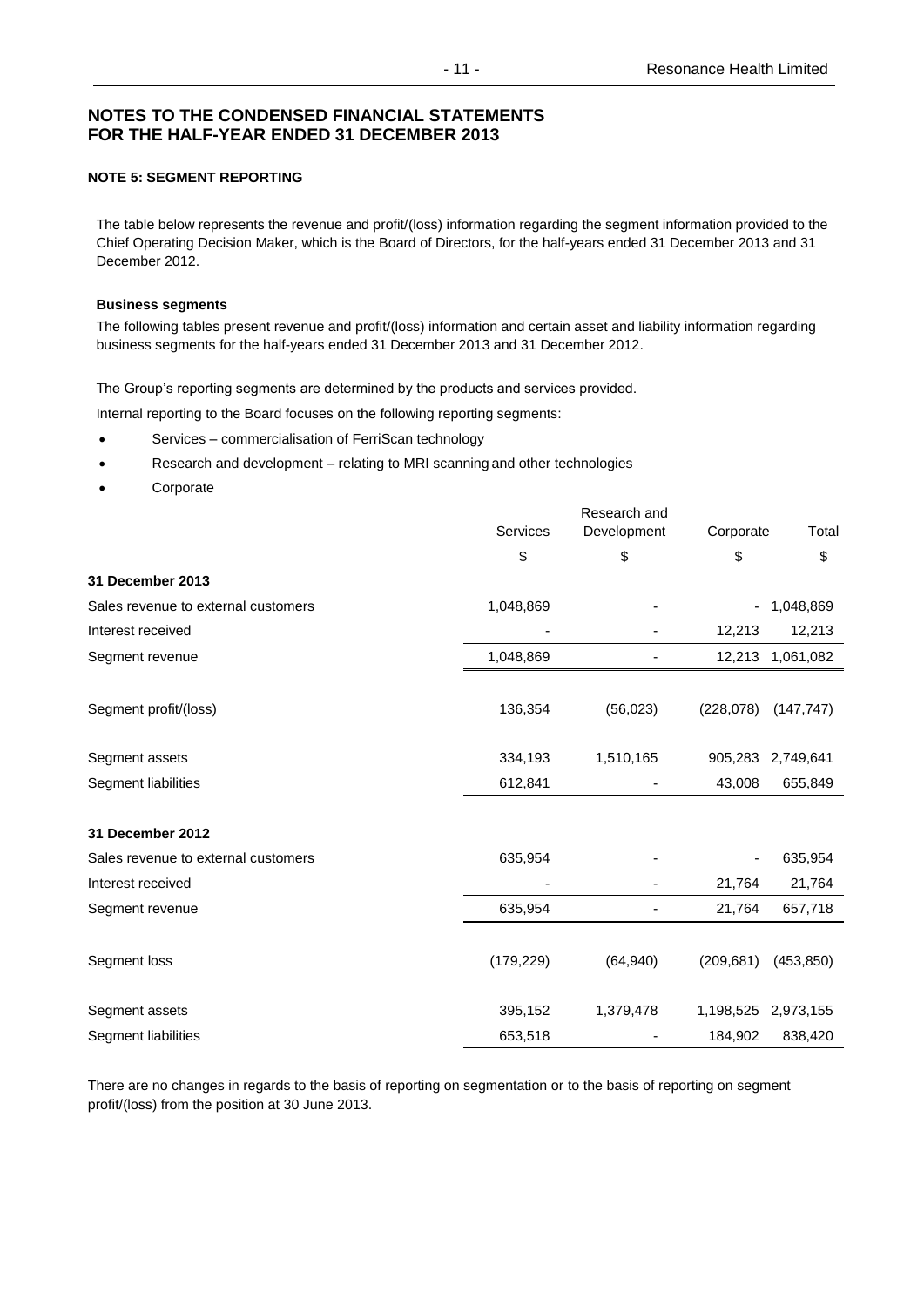## NOTES TO THE CONDENSED FINANCIAL STATEMENTS FOR THE HALF-YEAR ENDED 31 DECEMBER 2013

### NOTE 5: SEGMENT REPORTING

The table below represents the revenue and profit/(loss) information regarding the segment information provided to the Chief Operating Decision Maker, which is the Board of Directors, for the half-years ended 31 December 2013 and 31 December 2012.

**Business segments**

The following tables present revenue and profit/(loss) information and certain asset and liability information regarding business segments for the half-years ended 31 December 2013 and 31 December 2012.

The Group's reporting segments are determined by the products and services provided.

Internal reporting to the Board focuses on the following reporting segments:

- Services – commercialisation of FerriScan technology
- Research and development – relating to MRI scanning and other technologies
- Corporate

| | Services | Research and Development | Corporate | Total |
|---|---|---|---|---|
| | $ | $ | $ | $ |
| **31 December 2013** | | | | |
| Sales revenue to external customers | 1,048,869 | - | - | 1,048,869 |
| Interest received | - | - | 12,213 | 12,213 |
| Segment revenue | 1,048,869 | - | 12,213 | 1,061,082 |
| Segment profit/(loss) | 136,354 | (56,023) | (228,078) | (147,747) |
| Segment assets | 334,193 | 1,510,165 | 905,283 | 2,749,641 |
| Segment liabilities | 612,841 | - | 43,008 | 655,849 |
| **31 December 2012** | | | | |
| Sales revenue to external customers | 635,954 | - | - | 635,954 |
| Interest received | - | - | 21,764 | 21,764 |
| Segment revenue | 635,954 | - | 21,764 | 657,718 |
| Segment loss | (179,229) | (64,940) | (209,681) | (453,850) |
| Segment assets | 395,152 | 1,379,478 | 1,198,525 | 2,973,155 |
| Segment liabilities | 653,518 | - | 184,902 | 838,420 |

There are no changes in regards to the basis of reporting on segmentation or to the basis of reporting on segment profit/(loss) from the position at 30 June 2013.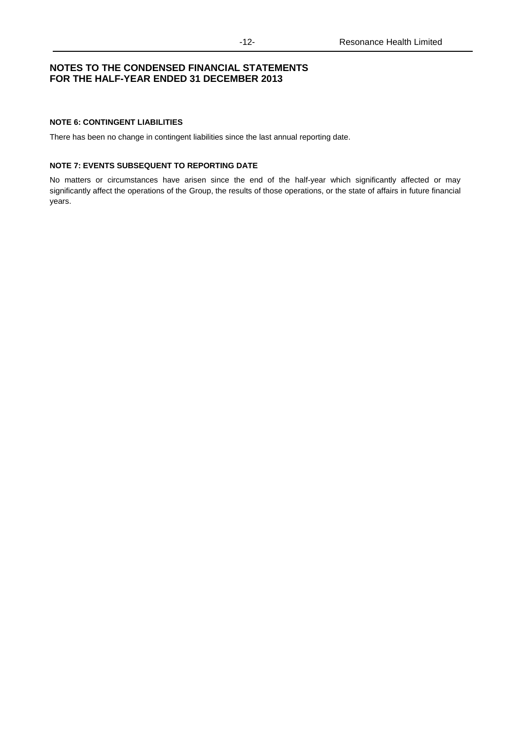# NOTES TO THE CONDENSED FINANCIAL STATEMENTS FOR THE HALF-YEAR ENDED 31 DECEMBER 2013

**NOTE 6: CONTINGENT LIABILITIES**

There has been no change in contingent liabilities since the last annual reporting date.

**NOTE 7: EVENTS SUBSEQUENT TO REPORTING DATE**

No matters or circumstances have arisen since the end of the half-year which significantly affected or may significantly affect the operations of the Group, the results of those operations, or the state of affairs in future financial years.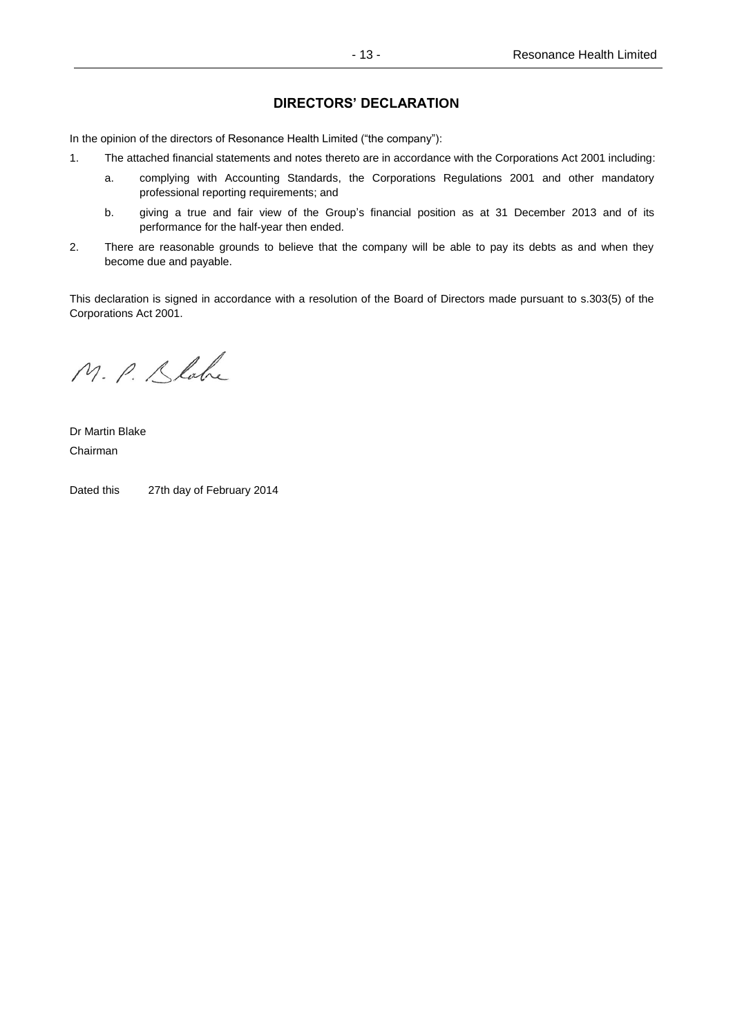## DIRECTORS' DECLARATION

In the opinion of the directors of Resonance Health Limited ("the company"):

1. The attached financial statements and notes thereto are in accordance with the Corporations Act 2001 including:
   a. complying with Accounting Standards, the Corporations Regulations 2001 and other mandatory professional reporting requirements; and
   b. giving a true and fair view of the Group's financial position as at 31 December 2013 and of its performance for the half-year then ended.
2. There are reasonable grounds to believe that the company will be able to pay its debts as and when they become due and payable.

This declaration is signed in accordance with a resolution of the Board of Directors made pursuant to s.303(5) of the Corporations Act 2001.

M. P. Blake

Dr Martin Blake
Chairman

Dated this 27th day of February 2014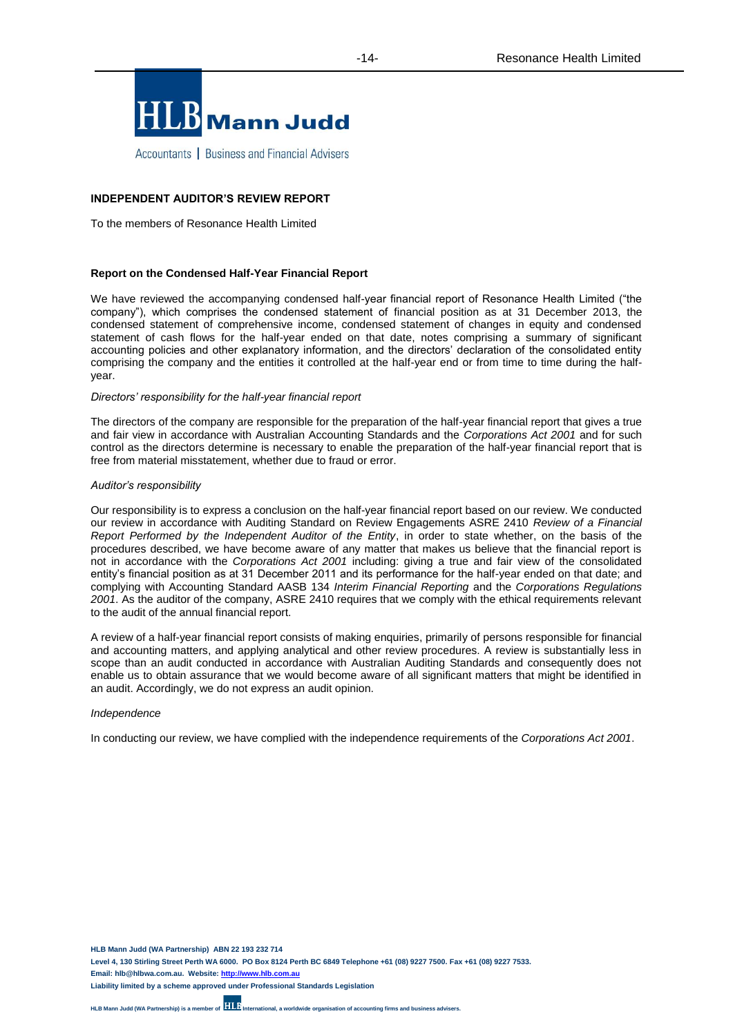**HLB Mann Judd**

Accountants | Business and Financial Advisers

## INDEPENDENT AUDITOR'S REVIEW REPORT

To the members of Resonance Health Limited

### Report on the Condensed Half-Year Financial Report

We have reviewed the accompanying condensed half-year financial report of Resonance Health Limited ("the company"), which comprises the condensed statement of financial position as at 31 December 2013, the condensed statement of comprehensive income, condensed statement of changes in equity and condensed statement of cash flows for the half-year ended on that date, notes comprising a summary of significant accounting policies and other explanatory information, and the directors' declaration of the consolidated entity comprising the company and the entities it controlled at the half-year end or from time to time during the half-year.

*Directors' responsibility for the half-year financial report*

The directors of the company are responsible for the preparation of the half-year financial report that gives a true and fair view in accordance with Australian Accounting Standards and the *Corporations Act 2001* and for such control as the directors determine is necessary to enable the preparation of the half-year financial report that is free from material misstatement, whether due to fraud or error.

*Auditor's responsibility*

Our responsibility is to express a conclusion on the half-year financial report based on our review. We conducted our review in accordance with Auditing Standard on Review Engagements ASRE 2410 *Review of a Financial Report Performed by the Independent Auditor of the Entity*, in order to state whether, on the basis of the procedures described, we have become aware of any matter that makes us believe that the financial report is not in accordance with the *Corporations Act 2001* including: giving a true and fair view of the consolidated entity's financial position as at 31 December 2011 and its performance for the half-year ended on that date; and complying with Accounting Standard AASB 134 *Interim Financial Reporting* and the *Corporations Regulations 2001*. As the auditor of the company, ASRE 2410 requires that we comply with the ethical requirements relevant to the audit of the annual financial report.

A review of a half-year financial report consists of making enquiries, primarily of persons responsible for financial and accounting matters, and applying analytical and other review procedures. A review is substantially less in scope than an audit conducted in accordance with Australian Auditing Standards and consequently does not enable us to obtain assurance that we would become aware of all significant matters that might be identified in an audit. Accordingly, we do not express an audit opinion.

*Independence*

In conducting our review, we have complied with the independence requirements of the *Corporations Act 2001*.

**HLB Mann Judd (WA Partnership) ABN 22 193 232 714**
**Level 4, 130 Stirling Street Perth WA 6000. PO Box 8124 Perth BC 6849 Telephone +61 (08) 9227 7500. Fax +61 (08) 9227 7533.**
**Email: hlb@hlbwa.com.au. Website: http://www.hlb.com.au**
**Liability limited by a scheme approved under Professional Standards Legislation**

**HLB Mann Judd (WA Partnership) is a member of HLB International, a worldwide organisation of accounting firms and business advisers.**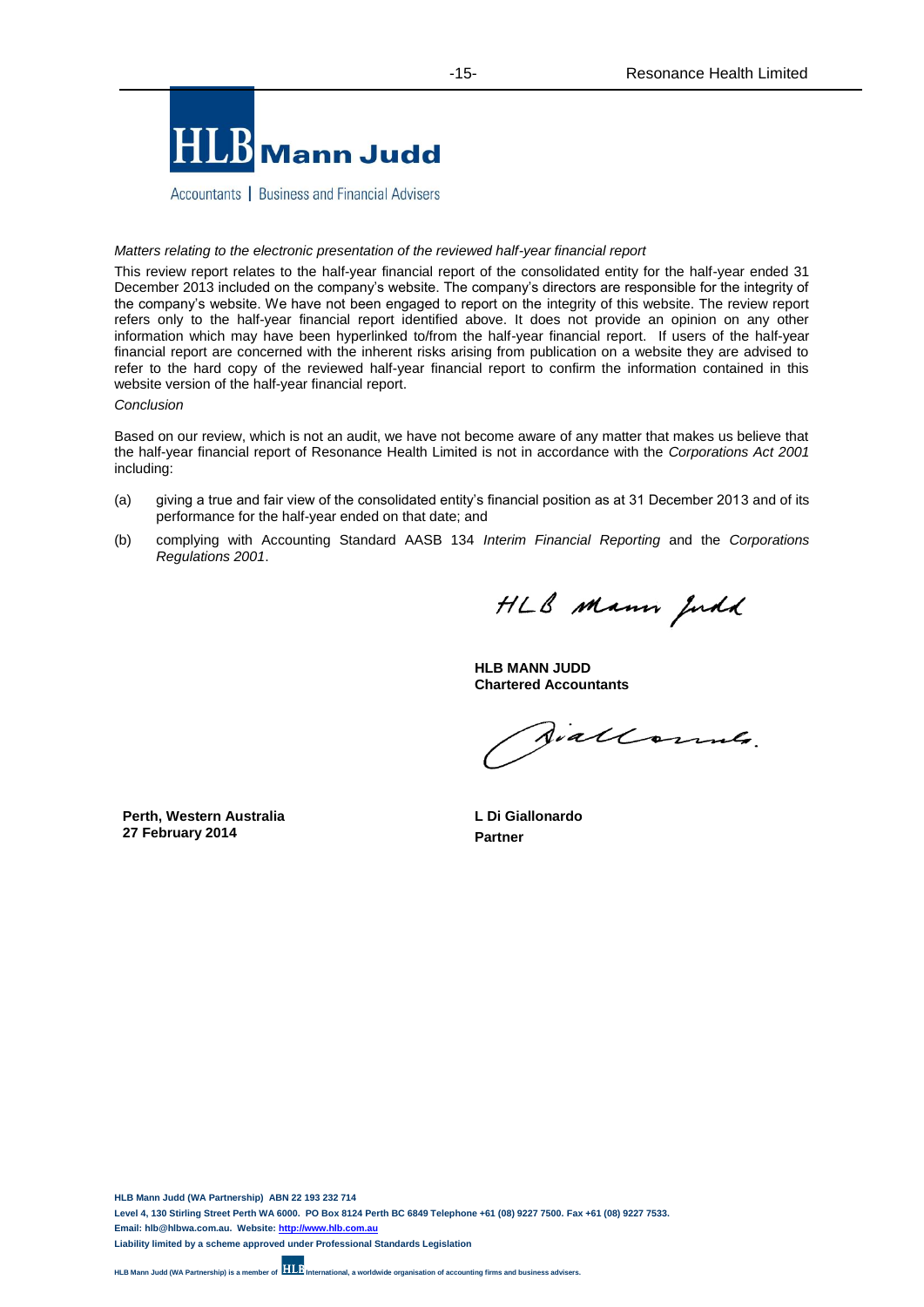**HLB Mann Judd**

Accountants | Business and Financial Advisers

*Matters relating to the electronic presentation of the reviewed half-year financial report*

This review report relates to the half-year financial report of the consolidated entity for the half-year ended 31 December 2013 included on the company's website. The company's directors are responsible for the integrity of the company's website. We have not been engaged to report on the integrity of this website. The review report refers only to the half-year financial report identified above. It does not provide an opinion on any other information which may have been hyperlinked to/from the half-year financial report. If users of the half-year financial report are concerned with the inherent risks arising from publication on a website they are advised to refer to the hard copy of the reviewed half-year financial report to confirm the information contained in this website version of the half-year financial report.

*Conclusion*

Based on our review, which is not an audit, we have not become aware of any matter that makes us believe that the half-year financial report of Resonance Health Limited is not in accordance with the *Corporations Act 2001* including:

(a) giving a true and fair view of the consolidated entity's financial position as at 31 December 2013 and of its performance for the half-year ended on that date; and

(b) complying with Accounting Standard AASB 134 *Interim Financial Reporting* and the *Corporations Regulations 2001*.

**HLB MANN JUDD**
**Chartered Accountants**

**Perth, Western Australia**
**27 February 2014**

**L Di Giallonardo**
**Partner**

**HLB Mann Judd (WA Partnership) ABN 22 193 232 714**
**Level 4, 130 Stirling Street Perth WA 6000. PO Box 8124 Perth BC 6849 Telephone +61 (08) 9227 7500. Fax +61 (08) 9227 7533.**
**Email: hlb@hlbwa.com.au. Website: http://www.hlb.com.au**
**Liability limited by a scheme approved under Professional Standards Legislation**

**HLB Mann Judd (WA Partnership) is a member of HLB International, a worldwide organisation of accounting firms and business advisers.**